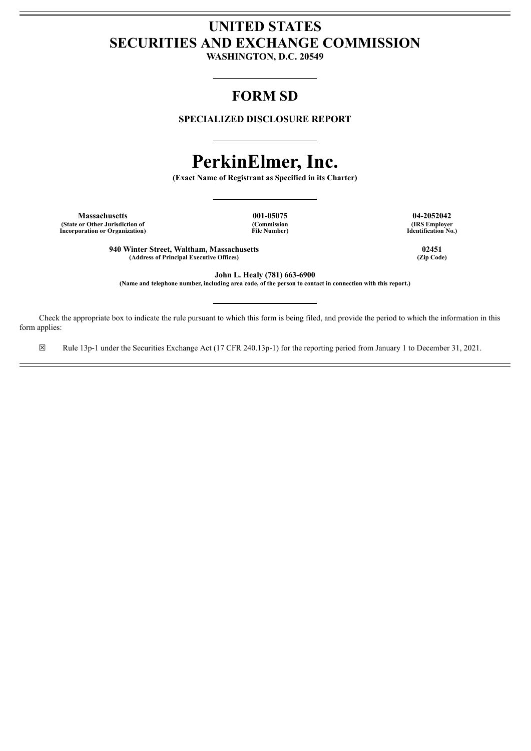# UNITED STATES
# SECURITIES AND EXCHANGE COMMISSION

**WASHINGTON, D.C. 20549**

## FORM SD

**SPECIALIZED DISCLOSURE REPORT**

# PerkinElmer, Inc.

**(Exact Name of Registrant as Specified in its Charter)**

| **Massachusetts** | **001-05075** | **04-2052042** |
|---|---|---|
| **(State or Other Jurisdiction of Incorporation or Organization)** | **(Commission File Number)** | **(IRS Employer Identification No.)** |

| **940 Winter Street, Waltham, Massachusetts** | **02451** |
|---|---|
| **(Address of Principal Executive Offices)** | **(Zip Code)** |

**John L. Healy (781) 663-6900**

**(Name and telephone number, including area code, of the person to contact in connection with this report.)**

Check the appropriate box to indicate the rule pursuant to which this form is being filed, and provide the period to which the information in this form applies:

☒ Rule 13p-1 under the Securities Exchange Act (17 CFR 240.13p-1) for the reporting period from January 1 to December 31, 2021.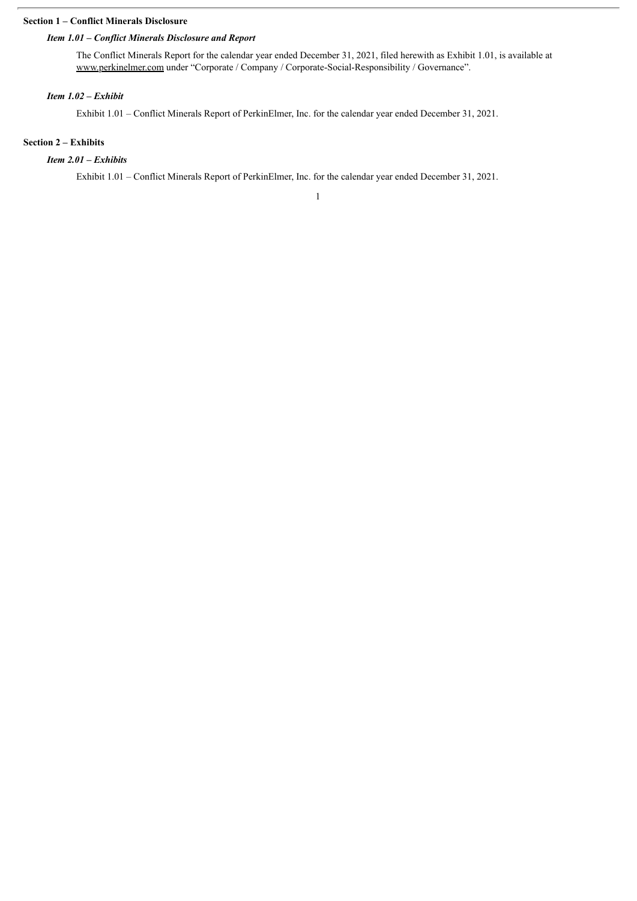## Section 1 – Conflict Minerals Disclosure

### *Item 1.01 – Conflict Minerals Disclosure and Report*

The Conflict Minerals Report for the calendar year ended December 31, 2021, filed herewith as Exhibit 1.01, is available at www.perkinelmer.com under "Corporate / Company / Corporate-Social-Responsibility / Governance".

### *Item 1.02 – Exhibit*

Exhibit 1.01 – Conflict Minerals Report of PerkinElmer, Inc. for the calendar year ended December 31, 2021.

## Section 2 – Exhibits

### *Item 2.01 – Exhibits*

Exhibit 1.01 – Conflict Minerals Report of PerkinElmer, Inc. for the calendar year ended December 31, 2021.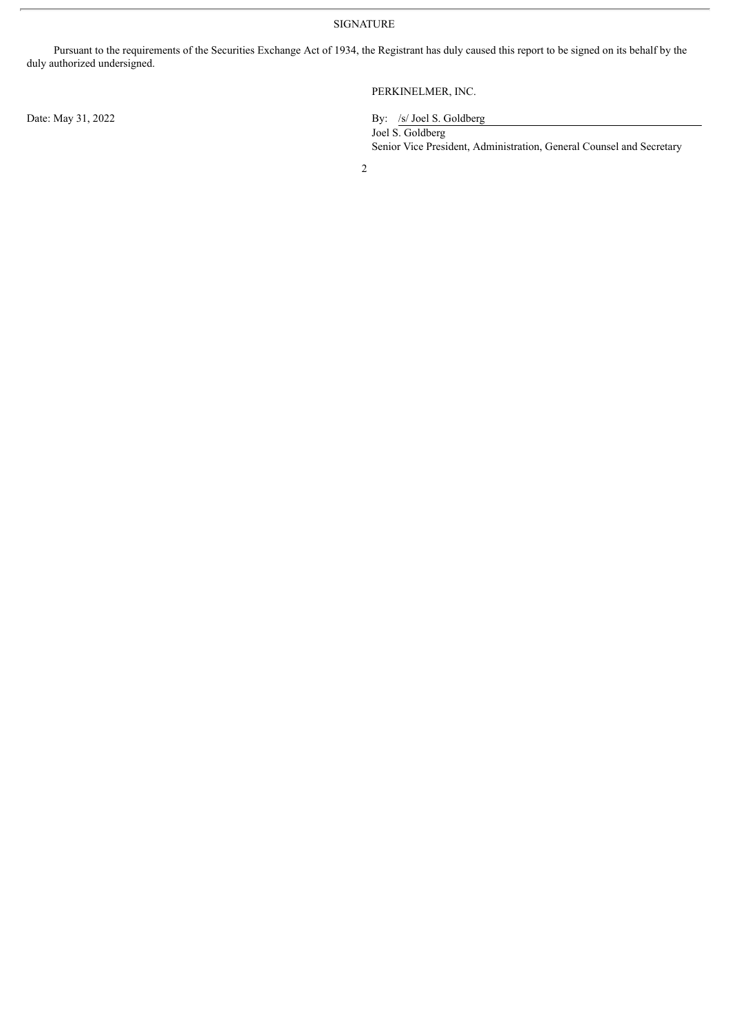## SIGNATURE

Pursuant to the requirements of the Securities Exchange Act of 1934, the Registrant has duly caused this report to be signed on its behalf by the duly authorized undersigned.

PERKINELMER, INC.

Date: May 31, 2022

By: /s/ Joel S. Goldberg

Joel S. Goldberg

Senior Vice President, Administration, General Counsel and Secretary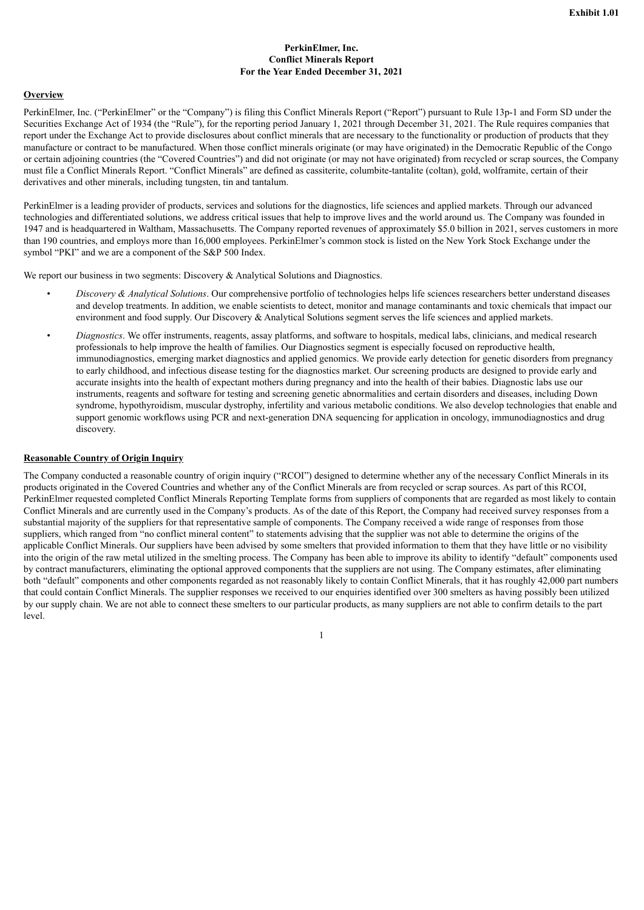**Exhibit 1.01**

**PerkinElmer, Inc.**
**Conflict Minerals Report**
**For the Year Ended December 31, 2021**

## Overview

PerkinElmer, Inc. ("PerkinElmer" or the "Company") is filing this Conflict Minerals Report ("Report") pursuant to Rule 13p-1 and Form SD under the Securities Exchange Act of 1934 (the "Rule"), for the reporting period January 1, 2021 through December 31, 2021. The Rule requires companies that report under the Exchange Act to provide disclosures about conflict minerals that are necessary to the functionality or production of products that they manufacture or contract to be manufactured. When those conflict minerals originate (or may have originated) in the Democratic Republic of the Congo or certain adjoining countries (the "Covered Countries") and did not originate (or may not have originated) from recycled or scrap sources, the Company must file a Conflict Minerals Report. "Conflict Minerals" are defined as cassiterite, columbite-tantalite (coltan), gold, wolframite, certain of their derivatives and other minerals, including tungsten, tin and tantalum.

PerkinElmer is a leading provider of products, services and solutions for the diagnostics, life sciences and applied markets. Through our advanced technologies and differentiated solutions, we address critical issues that help to improve lives and the world around us. The Company was founded in 1947 and is headquartered in Waltham, Massachusetts. The Company reported revenues of approximately $5.0 billion in 2021, serves customers in more than 190 countries, and employs more than 16,000 employees. PerkinElmer's common stock is listed on the New York Stock Exchange under the symbol "PKI" and we are a component of the S&P 500 Index.

We report our business in two segments: Discovery & Analytical Solutions and Diagnostics.

- *Discovery & Analytical Solutions*. Our comprehensive portfolio of technologies helps life sciences researchers better understand diseases and develop treatments. In addition, we enable scientists to detect, monitor and manage contaminants and toxic chemicals that impact our environment and food supply. Our Discovery & Analytical Solutions segment serves the life sciences and applied markets.
- *Diagnostics*. We offer instruments, reagents, assay platforms, and software to hospitals, medical labs, clinicians, and medical research professionals to help improve the health of families. Our Diagnostics segment is especially focused on reproductive health, immunodiagnostics, emerging market diagnostics and applied genomics. We provide early detection for genetic disorders from pregnancy to early childhood, and infectious disease testing for the diagnostics market. Our screening products are designed to provide early and accurate insights into the health of expectant mothers during pregnancy and into the health of their babies. Diagnostic labs use our instruments, reagents and software for testing and screening genetic abnormalities and certain disorders and diseases, including Down syndrome, hypothyroidism, muscular dystrophy, infertility and various metabolic conditions. We also develop technologies that enable and support genomic workflows using PCR and next-generation DNA sequencing for application in oncology, immunodiagnostics and drug discovery.

## Reasonable Country of Origin Inquiry

The Company conducted a reasonable country of origin inquiry ("RCOI") designed to determine whether any of the necessary Conflict Minerals in its products originated in the Covered Countries and whether any of the Conflict Minerals are from recycled or scrap sources. As part of this RCOI, PerkinElmer requested completed Conflict Minerals Reporting Template forms from suppliers of components that are regarded as most likely to contain Conflict Minerals and are currently used in the Company's products. As of the date of this Report, the Company had received survey responses from a substantial majority of the suppliers for that representative sample of components. The Company received a wide range of responses from those suppliers, which ranged from "no conflict mineral content" to statements advising that the supplier was not able to determine the origins of the applicable Conflict Minerals. Our suppliers have been advised by some smelters that provided information to them that they have little or no visibility into the origin of the raw metal utilized in the smelting process. The Company has been able to improve its ability to identify "default" components used by contract manufacturers, eliminating the optional approved components that the suppliers are not using. The Company estimates, after eliminating both "default" components and other components regarded as not reasonably likely to contain Conflict Minerals, that it has roughly 42,000 part numbers that could contain Conflict Minerals. The supplier responses we received to our enquiries identified over 300 smelters as having possibly been utilized by our supply chain. We are not able to connect these smelters to our particular products, as many suppliers are not able to confirm details to the part level.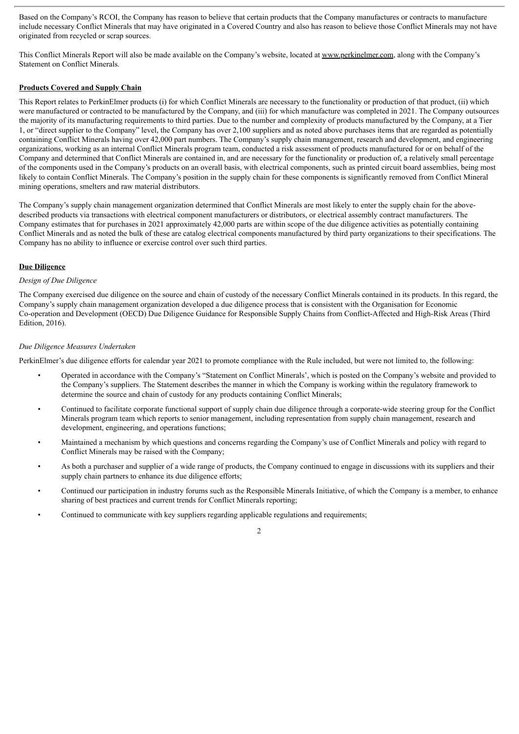Based on the Company's RCOI, the Company has reason to believe that certain products that the Company manufactures or contracts to manufacture include necessary Conflict Minerals that may have originated in a Covered Country and also has reason to believe those Conflict Minerals may not have originated from recycled or scrap sources.

This Conflict Minerals Report will also be made available on the Company's website, located at www.perkinelmer.com, along with the Company's Statement on Conflict Minerals.

**Products Covered and Supply Chain**

This Report relates to PerkinElmer products (i) for which Conflict Minerals are necessary to the functionality or production of that product, (ii) which were manufactured or contracted to be manufactured by the Company, and (iii) for which manufacture was completed in 2021. The Company outsources the majority of its manufacturing requirements to third parties. Due to the number and complexity of products manufactured by the Company, at a Tier 1, or "direct supplier to the Company" level, the Company has over 2,100 suppliers and as noted above purchases items that are regarded as potentially containing Conflict Minerals having over 42,000 part numbers. The Company's supply chain management, research and development, and engineering organizations, working as an internal Conflict Minerals program team, conducted a risk assessment of products manufactured for or on behalf of the Company and determined that Conflict Minerals are contained in, and are necessary for the functionality or production of, a relatively small percentage of the components used in the Company's products on an overall basis, with electrical components, such as printed circuit board assemblies, being most likely to contain Conflict Minerals. The Company's position in the supply chain for these components is significantly removed from Conflict Mineral mining operations, smelters and raw material distributors.

The Company's supply chain management organization determined that Conflict Minerals are most likely to enter the supply chain for the above-described products via transactions with electrical component manufacturers or distributors, or electrical assembly contract manufacturers. The Company estimates that for purchases in 2021 approximately 42,000 parts are within scope of the due diligence activities as potentially containing Conflict Minerals and as noted the bulk of these are catalog electrical components manufactured by third party organizations to their specifications. The Company has no ability to influence or exercise control over such third parties.

**Due Diligence**

*Design of Due Diligence*

The Company exercised due diligence on the source and chain of custody of the necessary Conflict Minerals contained in its products. In this regard, the Company's supply chain management organization developed a due diligence process that is consistent with the Organisation for Economic Co-operation and Development (OECD) Due Diligence Guidance for Responsible Supply Chains from Conflict-Affected and High-Risk Areas (Third Edition, 2016).

*Due Diligence Measures Undertaken*

PerkinElmer's due diligence efforts for calendar year 2021 to promote compliance with the Rule included, but were not limited to, the following:

- Operated in accordance with the Company's "Statement on Conflict Minerals', which is posted on the Company's website and provided to the Company's suppliers. The Statement describes the manner in which the Company is working within the regulatory framework to determine the source and chain of custody for any products containing Conflict Minerals;
- Continued to facilitate corporate functional support of supply chain due diligence through a corporate-wide steering group for the Conflict Minerals program team which reports to senior management, including representation from supply chain management, research and development, engineering, and operations functions;
- Maintained a mechanism by which questions and concerns regarding the Company's use of Conflict Minerals and policy with regard to Conflict Minerals may be raised with the Company;
- As both a purchaser and supplier of a wide range of products, the Company continued to engage in discussions with its suppliers and their supply chain partners to enhance its due diligence efforts;
- Continued our participation in industry forums such as the Responsible Minerals Initiative, of which the Company is a member, to enhance sharing of best practices and current trends for Conflict Minerals reporting;
- Continued to communicate with key suppliers regarding applicable regulations and requirements;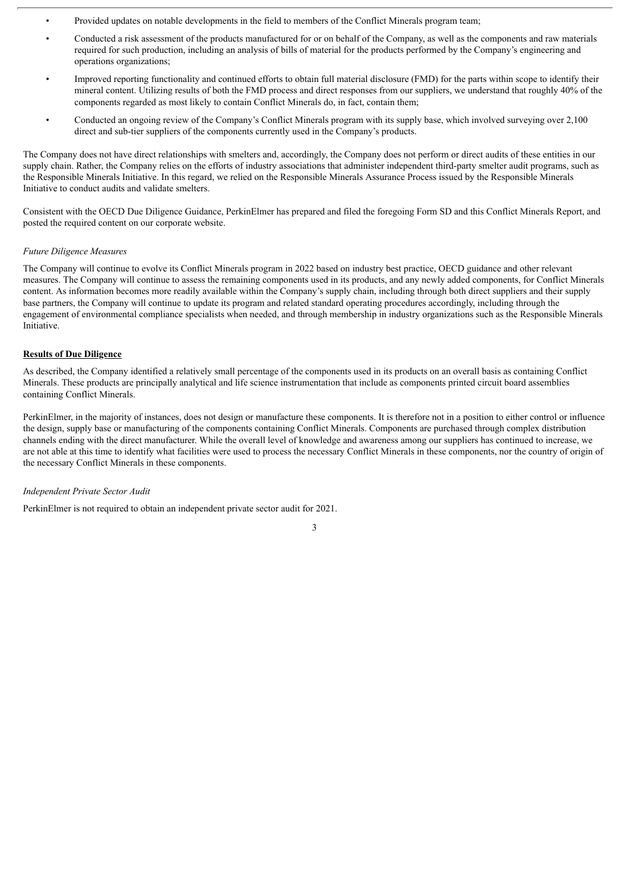- Provided updates on notable developments in the field to members of the Conflict Minerals program team;
- Conducted a risk assessment of the products manufactured for or on behalf of the Company, as well as the components and raw materials required for such production, including an analysis of bills of material for the products performed by the Company's engineering and operations organizations;
- Improved reporting functionality and continued efforts to obtain full material disclosure (FMD) for the parts within scope to identify their mineral content. Utilizing results of both the FMD process and direct responses from our suppliers, we understand that roughly 40% of the components regarded as most likely to contain Conflict Minerals do, in fact, contain them;
- Conducted an ongoing review of the Company's Conflict Minerals program with its supply base, which involved surveying over 2,100 direct and sub-tier suppliers of the components currently used in the Company's products.

The Company does not have direct relationships with smelters and, accordingly, the Company does not perform or direct audits of these entities in our supply chain. Rather, the Company relies on the efforts of industry associations that administer independent third-party smelter audit programs, such as the Responsible Minerals Initiative. In this regard, we relied on the Responsible Minerals Assurance Process issued by the Responsible Minerals Initiative to conduct audits and validate smelters.

Consistent with the OECD Due Diligence Guidance, PerkinElmer has prepared and filed the foregoing Form SD and this Conflict Minerals Report, and posted the required content on our corporate website.

*Future Diligence Measures*

The Company will continue to evolve its Conflict Minerals program in 2022 based on industry best practice, OECD guidance and other relevant measures. The Company will continue to assess the remaining components used in its products, and any newly added components, for Conflict Minerals content. As information becomes more readily available within the Company's supply chain, including through both direct suppliers and their supply base partners, the Company will continue to update its program and related standard operating procedures accordingly, including through the engagement of environmental compliance specialists when needed, and through membership in industry organizations such as the Responsible Minerals Initiative.

**Results of Due Diligence**

As described, the Company identified a relatively small percentage of the components used in its products on an overall basis as containing Conflict Minerals. These products are principally analytical and life science instrumentation that include as components printed circuit board assemblies containing Conflict Minerals.

PerkinElmer, in the majority of instances, does not design or manufacture these components. It is therefore not in a position to either control or influence the design, supply base or manufacturing of the components containing Conflict Minerals. Components are purchased through complex distribution channels ending with the direct manufacturer. While the overall level of knowledge and awareness among our suppliers has continued to increase, we are not able at this time to identify what facilities were used to process the necessary Conflict Minerals in these components, nor the country of origin of the necessary Conflict Minerals in these components.

*Independent Private Sector Audit*

PerkinElmer is not required to obtain an independent private sector audit for 2021.